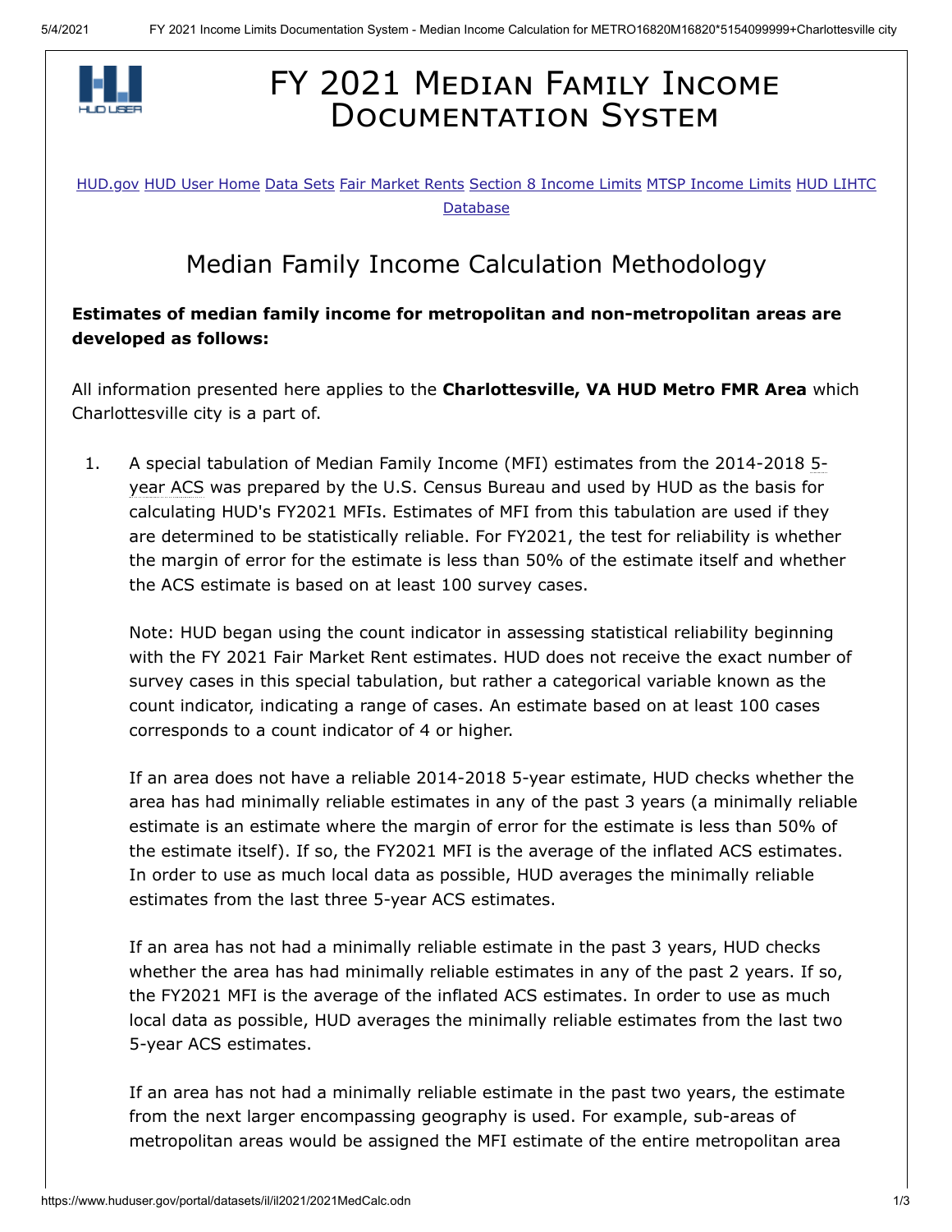# FY 2021 Median Family Income Documentation System

HUD.gov HUD User Home Data Sets Fair Market Rents Section 8 Income Limits MTSP Income Limits HUD LIHTC Database

## Median Family Income Calculation Methodology

**Estimates of median family income for metropolitan and non-metropolitan areas are developed as follows:**

All information presented here applies to the **Charlottesville, VA HUD Metro FMR Area** which Charlottesville city is a part of.

1. A special tabulation of Median Family Income (MFI) estimates from the 2014-2018 5-year ACS was prepared by the U.S. Census Bureau and used by HUD as the basis for calculating HUD's FY2021 MFIs. Estimates of MFI from this tabulation are used if they are determined to be statistically reliable. For FY2021, the test for reliability is whether the margin of error for the estimate is less than 50% of the estimate itself and whether the ACS estimate is based on at least 100 survey cases.

   Note: HUD began using the count indicator in assessing statistical reliability beginning with the FY 2021 Fair Market Rent estimates. HUD does not receive the exact number of survey cases in this special tabulation, but rather a categorical variable known as the count indicator, indicating a range of cases. An estimate based on at least 100 cases corresponds to a count indicator of 4 or higher.

   If an area does not have a reliable 2014-2018 5-year estimate, HUD checks whether the area has had minimally reliable estimates in any of the past 3 years (a minimally reliable estimate is an estimate where the margin of error for the estimate is less than 50% of the estimate itself). If so, the FY2021 MFI is the average of the inflated ACS estimates. In order to use as much local data as possible, HUD averages the minimally reliable estimates from the last three 5-year ACS estimates.

   If an area has not had a minimally reliable estimate in the past 3 years, HUD checks whether the area has had minimally reliable estimates in any of the past 2 years. If so, the FY2021 MFI is the average of the inflated ACS estimates. In order to use as much local data as possible, HUD averages the minimally reliable estimates from the last two 5-year ACS estimates.

   If an area has not had a minimally reliable estimate in the past two years, the estimate from the next larger encompassing geography is used. For example, sub-areas of metropolitan areas would be assigned the MFI estimate of the entire metropolitan area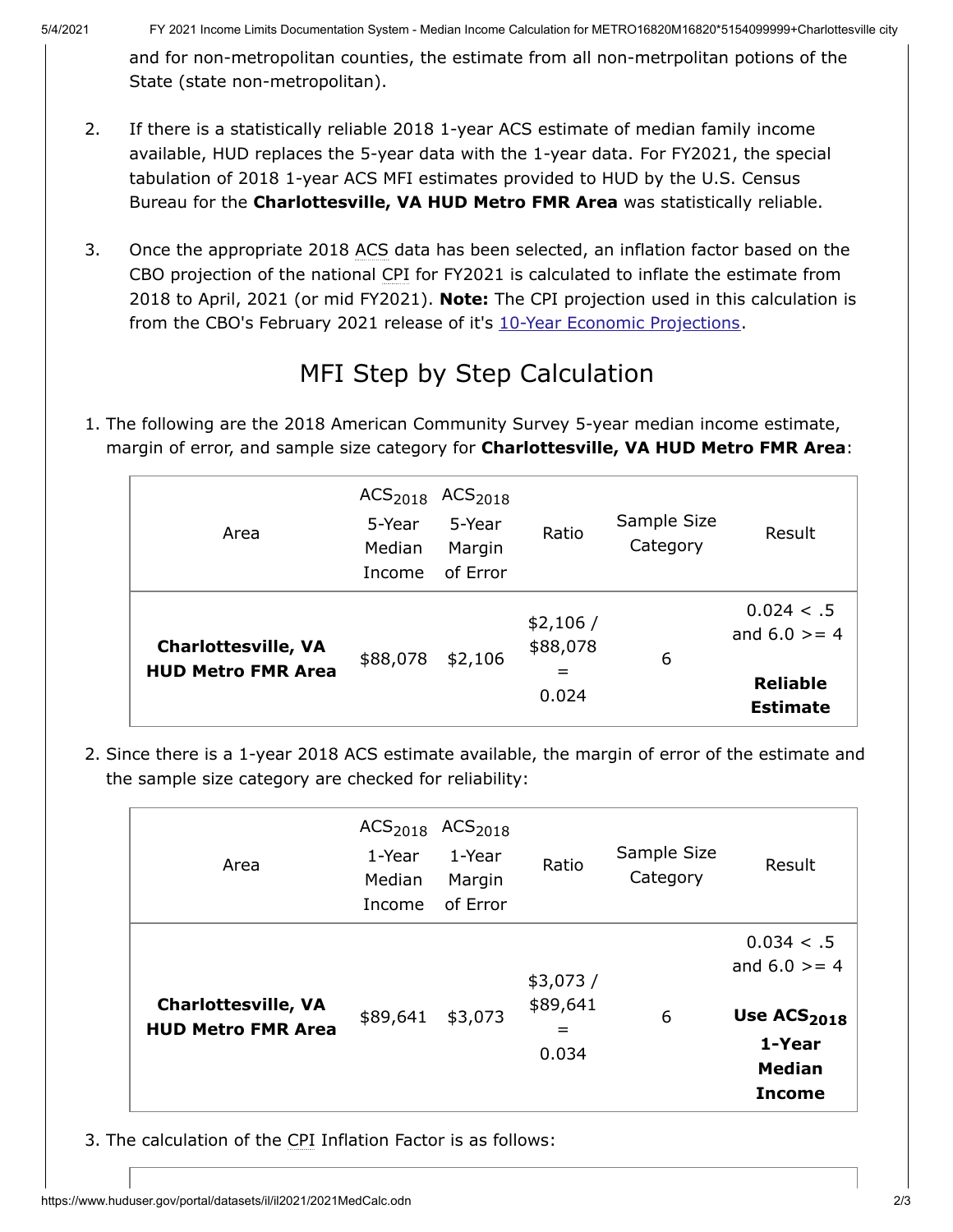and for non-metropolitan counties, the estimate from all non-metrpolitan potions of the State (state non-metropolitan).

2. If there is a statistically reliable 2018 1-year ACS estimate of median family income available, HUD replaces the 5-year data with the 1-year data. For FY2021, the special tabulation of 2018 1-year ACS MFI estimates provided to HUD by the U.S. Census Bureau for the **Charlottesville, VA HUD Metro FMR Area** was statistically reliable.

3. Once the appropriate 2018 ACS data has been selected, an inflation factor based on the CBO projection of the national CPI for FY2021 is calculated to inflate the estimate from 2018 to April, 2021 (or mid FY2021). **Note:** The CPI projection used in this calculation is from the CBO's February 2021 release of it's [10-Year Economic Projections].

## MFI Step by Step Calculation

1. The following are the 2018 American Community Survey 5-year median income estimate, margin of error, and sample size category for **Charlottesville, VA HUD Metro FMR Area**:

| Area | $ACS_{2018}$ 5-Year Median Income | $ACS_{2018}$ 5-Year Margin of Error | Ratio | Sample Size Category | Result |
|---|---|---|---|---|---|
| **Charlottesville, VA HUD Metro FMR Area** | $88,078 | $2,106 | $2,106 / $88,078 = 0.024 | 6 | 0.024 < .5 and 6.0 >= 4 **Reliable Estimate** |

2. Since there is a 1-year 2018 ACS estimate available, the margin of error of the estimate and the sample size category are checked for reliability:

| Area | $ACS_{2018}$ 1-Year Median Income | $ACS_{2018}$ 1-Year Margin of Error | Ratio | Sample Size Category | Result |
|---|---|---|---|---|---|
| **Charlottesville, VA HUD Metro FMR Area** | $89,641 | $3,073 | $3,073 / $89,641 = 0.034 | 6 | 0.034 < .5 and 6.0 >= 4 **Use $ACS_{2018}$ 1-Year Median Income** |

3. The calculation of the CPI Inflation Factor is as follows: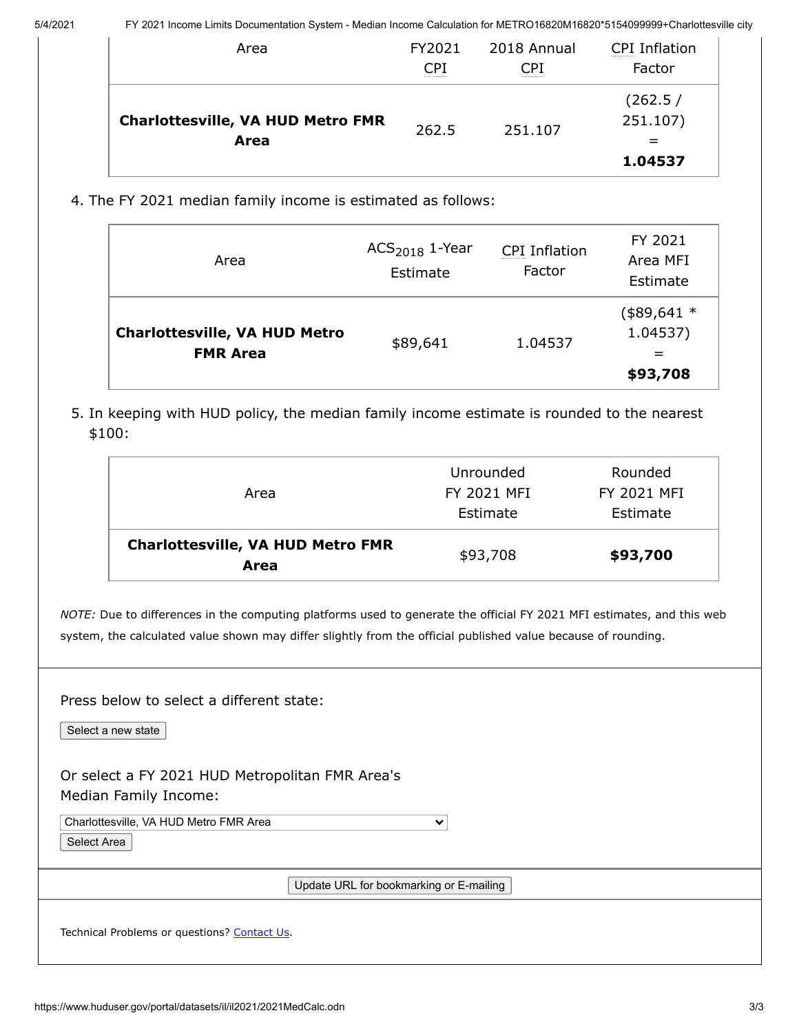| Area | FY2021 CPI | 2018 Annual CPI | CPI Inflation Factor |
|---|---|---|---|
| **Charlottesville, VA HUD Metro FMR Area** | 262.5 | 251.107 | (262.5 / 251.107) = **1.04537** |

4. The FY 2021 median family income is estimated as follows:

| Area | $ACS_{2018}$ 1-Year Estimate | CPI Inflation Factor | FY 2021 Area MFI Estimate |
|---|---|---|---|
| **Charlottesville, VA HUD Metro FMR Area** | $89,641 | 1.04537 | ($89,641 * 1.04537) = **$93,708** |

5. In keeping with HUD policy, the median family income estimate is rounded to the nearest $100:

| Area | Unrounded FY 2021 MFI Estimate | Rounded FY 2021 MFI Estimate |
|---|---|---|
| **Charlottesville, VA HUD Metro FMR Area** | $93,708 | **$93,700** |

*NOTE:* Due to differences in the computing platforms used to generate the official FY 2021 MFI estimates, and this web system, the calculated value shown may differ slightly from the official published value because of rounding.

Press below to select a different state:

Select a new state

Or select a FY 2021 HUD Metropolitan FMR Area's Median Family Income:

Charlottesville, VA HUD Metro FMR Area

Select Area

Update URL for bookmarking or E-mailing

Technical Problems or questions? [Contact Us](#).